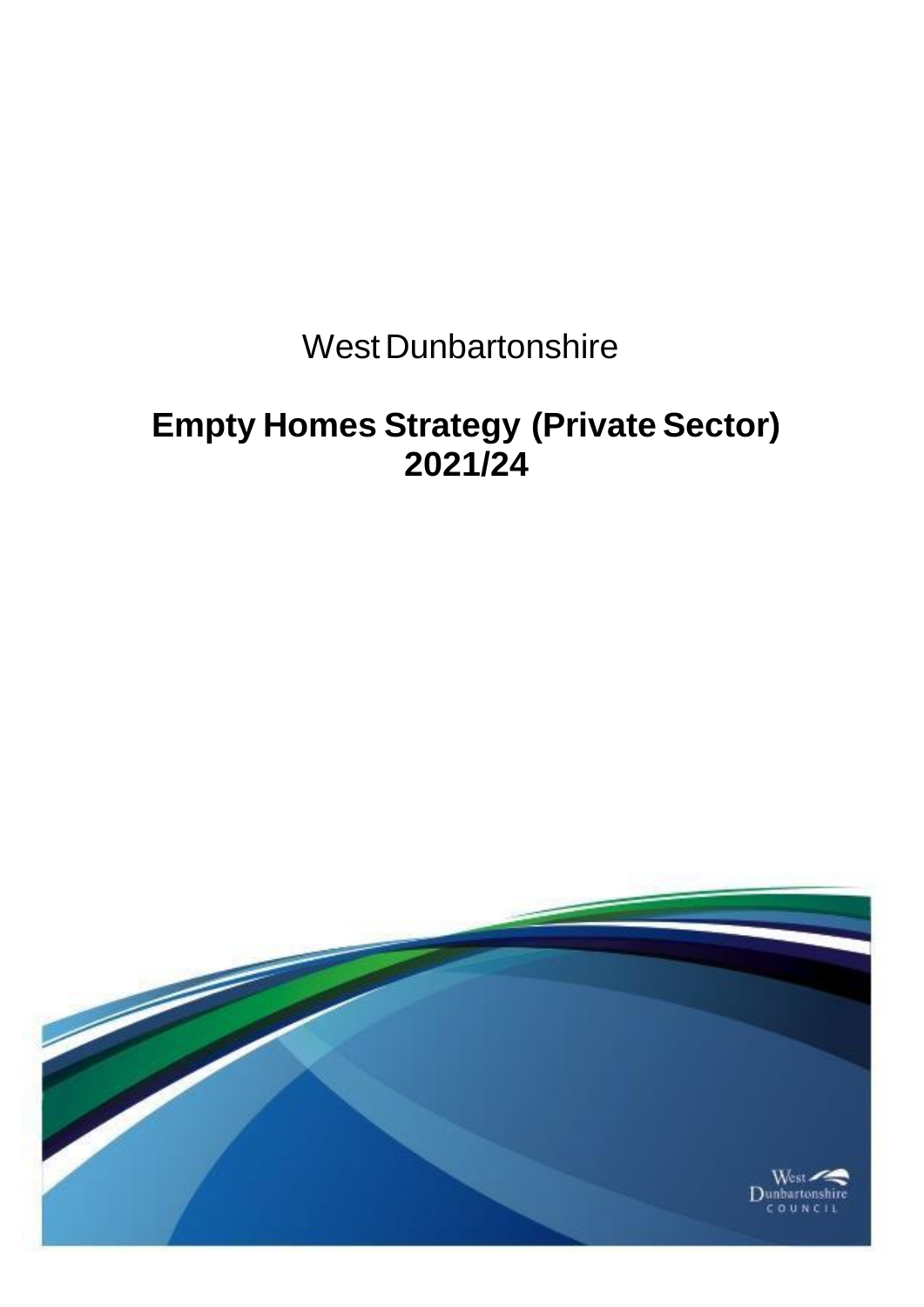West Dunbartonshire

# Empty Homes Strategy (Private Sector) 2021/24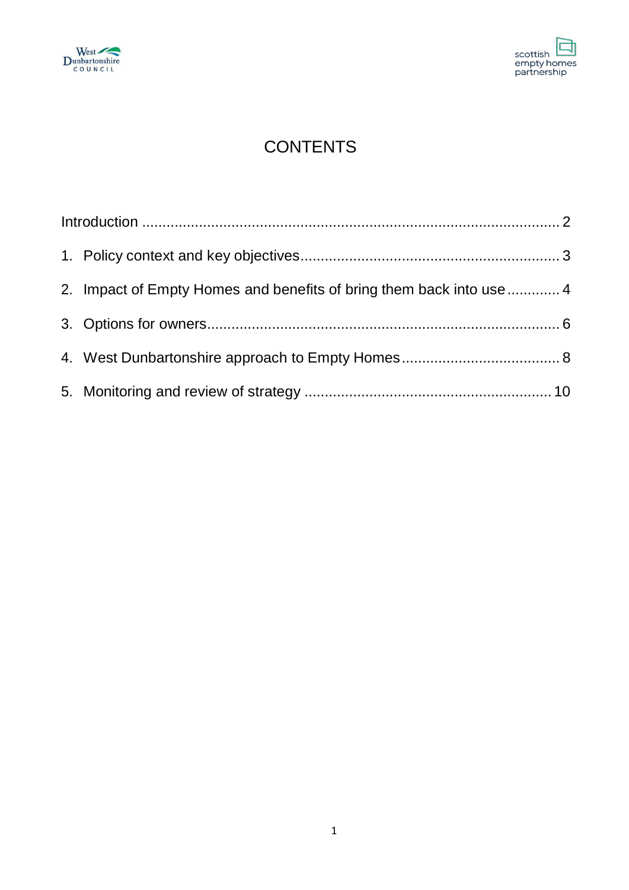# CONTENTS

Introduction ........................................................................................................ 2

1. Policy context and key objectives............................................................... 3
2. Impact of Empty Homes and benefits of bring them back into use ............. 4
3. Options for owners....................................................................................... 6
4. West Dunbartonshire approach to Empty Homes....................................... 8
5. Monitoring and review of strategy ............................................................. 10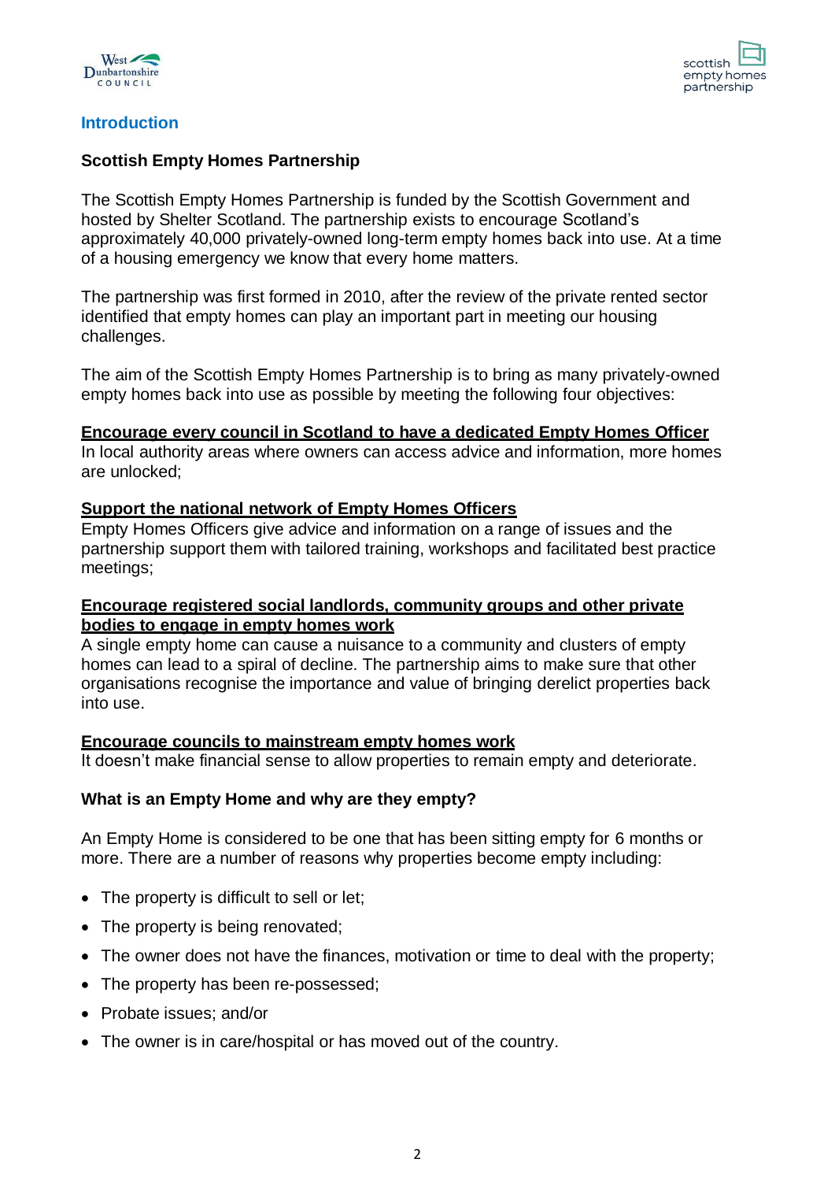## Introduction

### Scottish Empty Homes Partnership

The Scottish Empty Homes Partnership is funded by the Scottish Government and hosted by Shelter Scotland. The partnership exists to encourage Scotland's approximately 40,000 privately-owned long-term empty homes back into use. At a time of a housing emergency we know that every home matters.

The partnership was first formed in 2010, after the review of the private rented sector identified that empty homes can play an important part in meeting our housing challenges.

The aim of the Scottish Empty Homes Partnership is to bring as many privately-owned empty homes back into use as possible by meeting the following four objectives:

**Encourage every council in Scotland to have a dedicated Empty Homes Officer**
In local authority areas where owners can access advice and information, more homes are unlocked;

**Support the national network of Empty Homes Officers**
Empty Homes Officers give advice and information on a range of issues and the partnership support them with tailored training, workshops and facilitated best practice meetings;

**Encourage registered social landlords, community groups and other private bodies to engage in empty homes work**
A single empty home can cause a nuisance to a community and clusters of empty homes can lead to a spiral of decline. The partnership aims to make sure that other organisations recognise the importance and value of bringing derelict properties back into use.

**Encourage councils to mainstream empty homes work**
It doesn't make financial sense to allow properties to remain empty and deteriorate.

### What is an Empty Home and why are they empty?

An Empty Home is considered to be one that has been sitting empty for 6 months or more. There are a number of reasons why properties become empty including:

- The property is difficult to sell or let;
- The property is being renovated;
- The owner does not have the finances, motivation or time to deal with the property;
- The property has been re-possessed;
- Probate issues; and/or
- The owner is in care/hospital or has moved out of the country.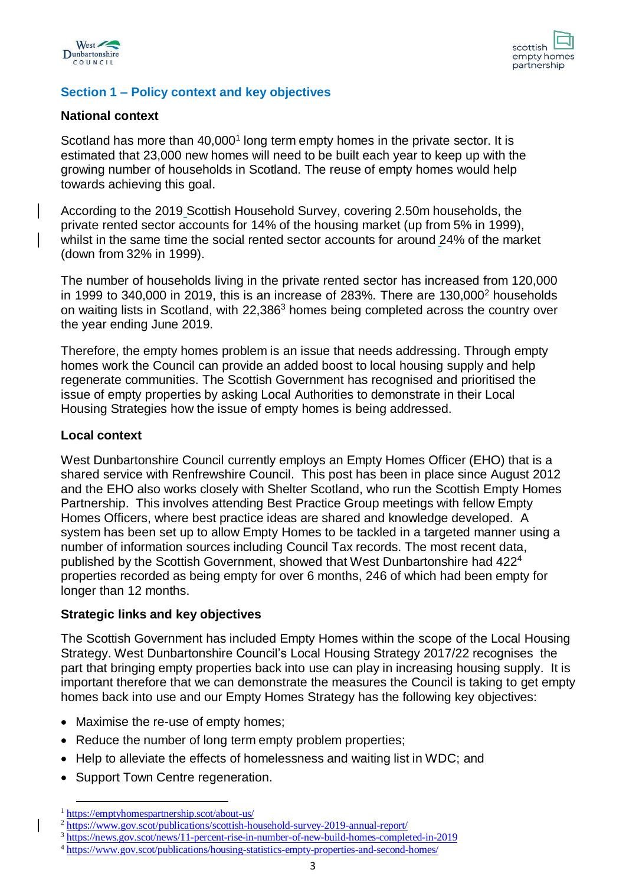## Section 1 – Policy context and key objectives

### National context

Scotland has more than 40,000[1] long term empty homes in the private sector. It is estimated that 23,000 new homes will need to be built each year to keep up with the growing number of households in Scotland. The reuse of empty homes would help towards achieving this goal.

According to the 2019 Scottish Household Survey, covering 2.50m households, the private rented sector accounts for 14% of the housing market (up from 5% in 1999), whilst in the same time the social rented sector accounts for around 24% of the market (down from 32% in 1999).

The number of households living in the private rented sector has increased from 120,000 in 1999 to 340,000 in 2019, this is an increase of 283%. There are 130,000[2] households on waiting lists in Scotland, with 22,386[3] homes being completed across the country over the year ending June 2019.

Therefore, the empty homes problem is an issue that needs addressing. Through empty homes work the Council can provide an added boost to local housing supply and help regenerate communities. The Scottish Government has recognised and prioritised the issue of empty properties by asking Local Authorities to demonstrate in their Local Housing Strategies how the issue of empty homes is being addressed.

### Local context

West Dunbartonshire Council currently employs an Empty Homes Officer (EHO) that is a shared service with Renfrewshire Council. This post has been in place since August 2012 and the EHO also works closely with Shelter Scotland, who run the Scottish Empty Homes Partnership. This involves attending Best Practice Group meetings with fellow Empty Homes Officers, where best practice ideas are shared and knowledge developed. A system has been set up to allow Empty Homes to be tackled in a targeted manner using a number of information sources including Council Tax records. The most recent data, published by the Scottish Government, showed that West Dunbartonshire had 422[4] properties recorded as being empty for over 6 months, 246 of which had been empty for longer than 12 months.

### Strategic links and key objectives

The Scottish Government has included Empty Homes within the scope of the Local Housing Strategy. West Dunbartonshire Council's Local Housing Strategy 2017/22 recognises the part that bringing empty properties back into use can play in increasing housing supply. It is important therefore that we can demonstrate the measures the Council is taking to get empty homes back into use and our Empty Homes Strategy has the following key objectives:

- Maximise the re-use of empty homes;
- Reduce the number of long term empty problem properties;
- Help to alleviate the effects of homelessness and waiting list in WDC; and
- Support Town Centre regeneration.

---

[1] https://emptyhomespartnership.scot/about-us/
[2] https://www.gov.scot/publications/scottish-household-survey-2019-annual-report/
[3] https://news.gov.scot/news/11-percent-rise-in-number-of-new-build-homes-completed-in-2019
[4] https://www.gov.scot/publications/housing-statistics-empty-properties-and-second-homes/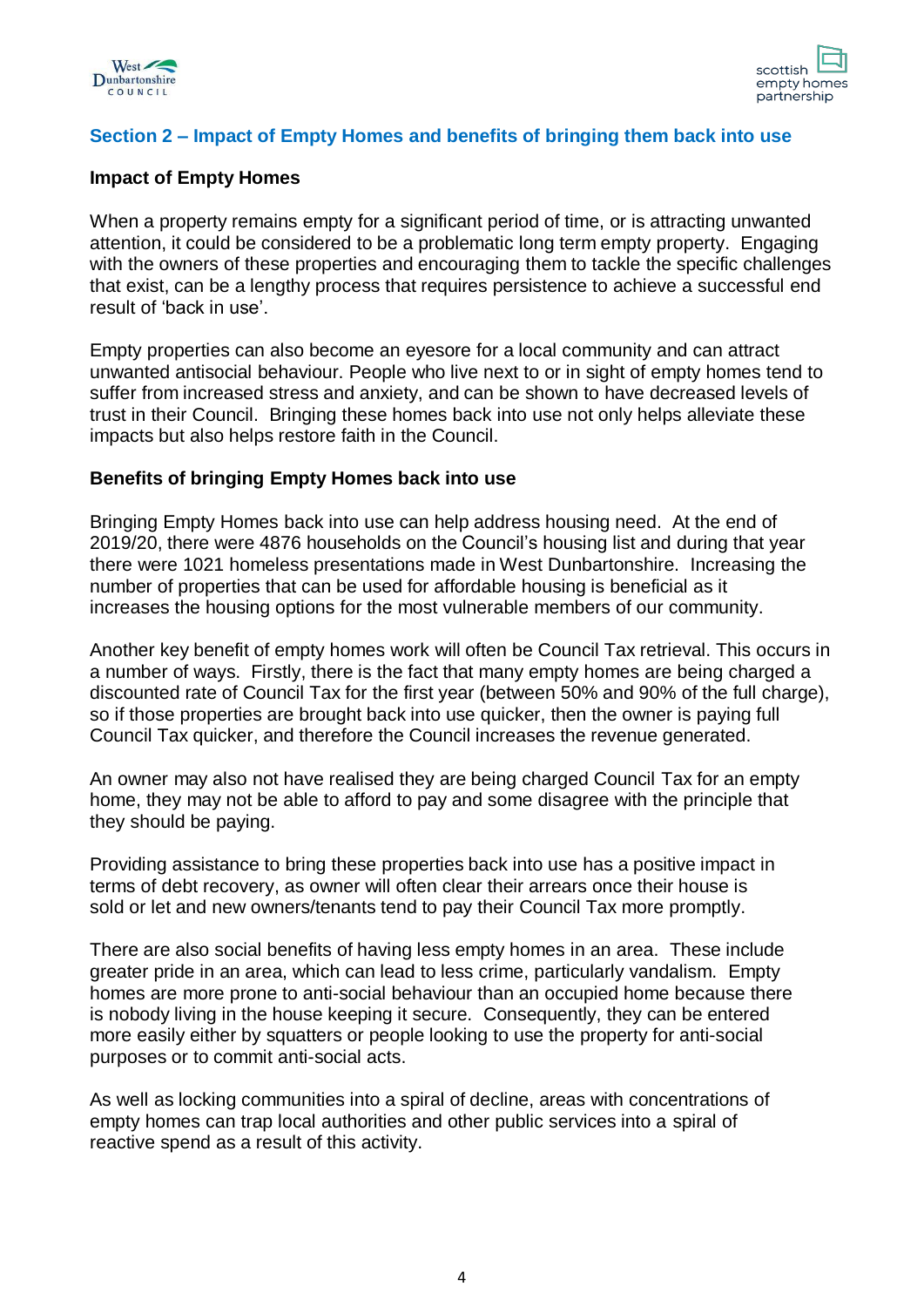## Section 2 – Impact of Empty Homes and benefits of bringing them back into use

### Impact of Empty Homes

When a property remains empty for a significant period of time, or is attracting unwanted attention, it could be considered to be a problematic long term empty property. Engaging with the owners of these properties and encouraging them to tackle the specific challenges that exist, can be a lengthy process that requires persistence to achieve a successful end result of 'back in use'.

Empty properties can also become an eyesore for a local community and can attract unwanted antisocial behaviour. People who live next to or in sight of empty homes tend to suffer from increased stress and anxiety, and can be shown to have decreased levels of trust in their Council. Bringing these homes back into use not only helps alleviate these impacts but also helps restore faith in the Council.

### Benefits of bringing Empty Homes back into use

Bringing Empty Homes back into use can help address housing need. At the end of 2019/20, there were 4876 households on the Council's housing list and during that year there were 1021 homeless presentations made in West Dunbartonshire. Increasing the number of properties that can be used for affordable housing is beneficial as it increases the housing options for the most vulnerable members of our community.

Another key benefit of empty homes work will often be Council Tax retrieval. This occurs in a number of ways. Firstly, there is the fact that many empty homes are being charged a discounted rate of Council Tax for the first year (between 50% and 90% of the full charge), so if those properties are brought back into use quicker, then the owner is paying full Council Tax quicker, and therefore the Council increases the revenue generated.

An owner may also not have realised they are being charged Council Tax for an empty home, they may not be able to afford to pay and some disagree with the principle that they should be paying.

Providing assistance to bring these properties back into use has a positive impact in terms of debt recovery, as owner will often clear their arrears once their house is sold or let and new owners/tenants tend to pay their Council Tax more promptly.

There are also social benefits of having less empty homes in an area. These include greater pride in an area, which can lead to less crime, particularly vandalism. Empty homes are more prone to anti-social behaviour than an occupied home because there is nobody living in the house keeping it secure. Consequently, they can be entered more easily either by squatters or people looking to use the property for anti-social purposes or to commit anti-social acts.

As well as locking communities into a spiral of decline, areas with concentrations of empty homes can trap local authorities and other public services into a spiral of reactive spend as a result of this activity.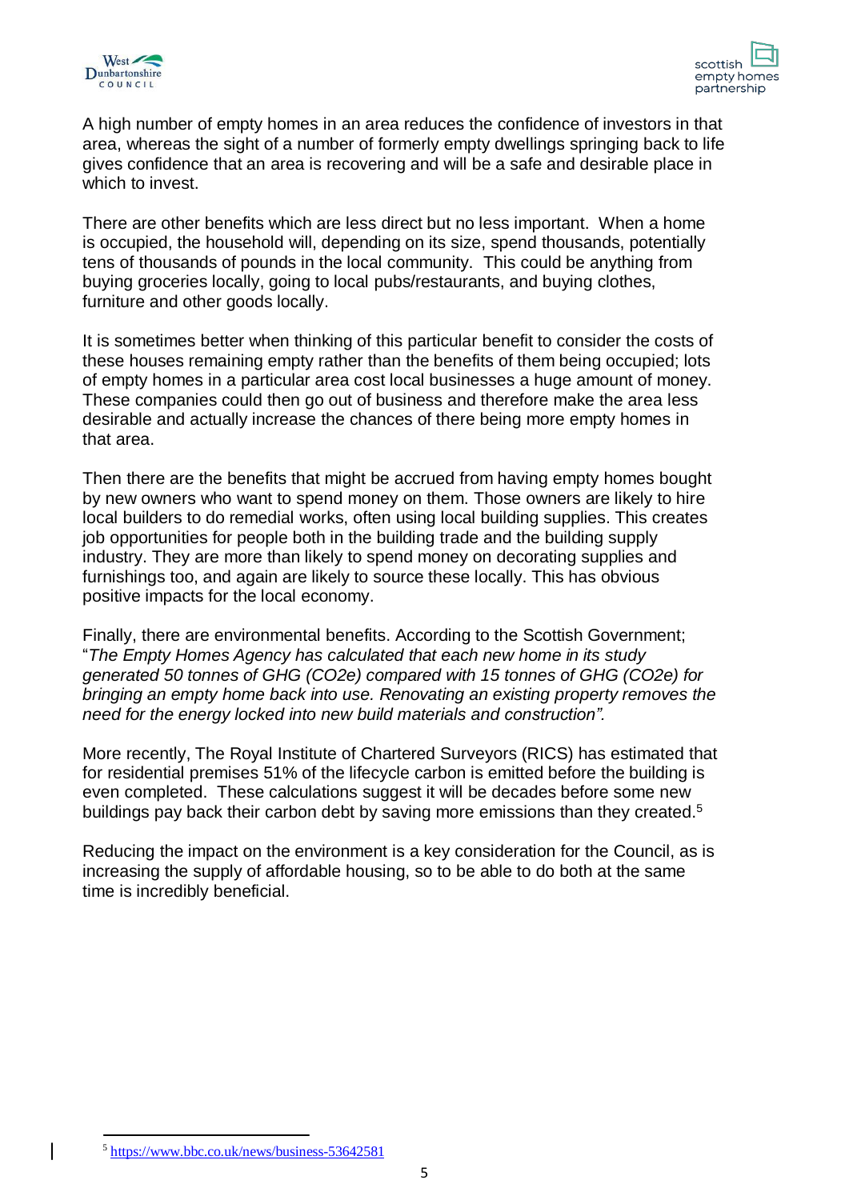A high number of empty homes in an area reduces the confidence of investors in that area, whereas the sight of a number of formerly empty dwellings springing back to life gives confidence that an area is recovering and will be a safe and desirable place in which to invest.

There are other benefits which are less direct but no less important. When a home is occupied, the household will, depending on its size, spend thousands, potentially tens of thousands of pounds in the local community. This could be anything from buying groceries locally, going to local pubs/restaurants, and buying clothes, furniture and other goods locally.

It is sometimes better when thinking of this particular benefit to consider the costs of these houses remaining empty rather than the benefits of them being occupied; lots of empty homes in a particular area cost local businesses a huge amount of money. These companies could then go out of business and therefore make the area less desirable and actually increase the chances of there being more empty homes in that area.

Then there are the benefits that might be accrued from having empty homes bought by new owners who want to spend money on them. Those owners are likely to hire local builders to do remedial works, often using local building supplies. This creates job opportunities for people both in the building trade and the building supply industry. They are more than likely to spend money on decorating supplies and furnishings too, and again are likely to source these locally. This has obvious positive impacts for the local economy.

Finally, there are environmental benefits. According to the Scottish Government; "*The Empty Homes Agency has calculated that each new home in its study generated 50 tonnes of GHG (CO2e) compared with 15 tonnes of GHG (CO2e) for bringing an empty home back into use. Renovating an existing property removes the need for the energy locked into new build materials and construction".*

More recently, The Royal Institute of Chartered Surveyors (RICS) has estimated that for residential premises 51% of the lifecycle carbon is emitted before the building is even completed. These calculations suggest it will be decades before some new buildings pay back their carbon debt by saving more emissions than they created.[5]

Reducing the impact on the environment is a key consideration for the Council, as is increasing the supply of affordable housing, so to be able to do both at the same time is incredibly beneficial.

[5] https://www.bbc.co.uk/news/business-53642581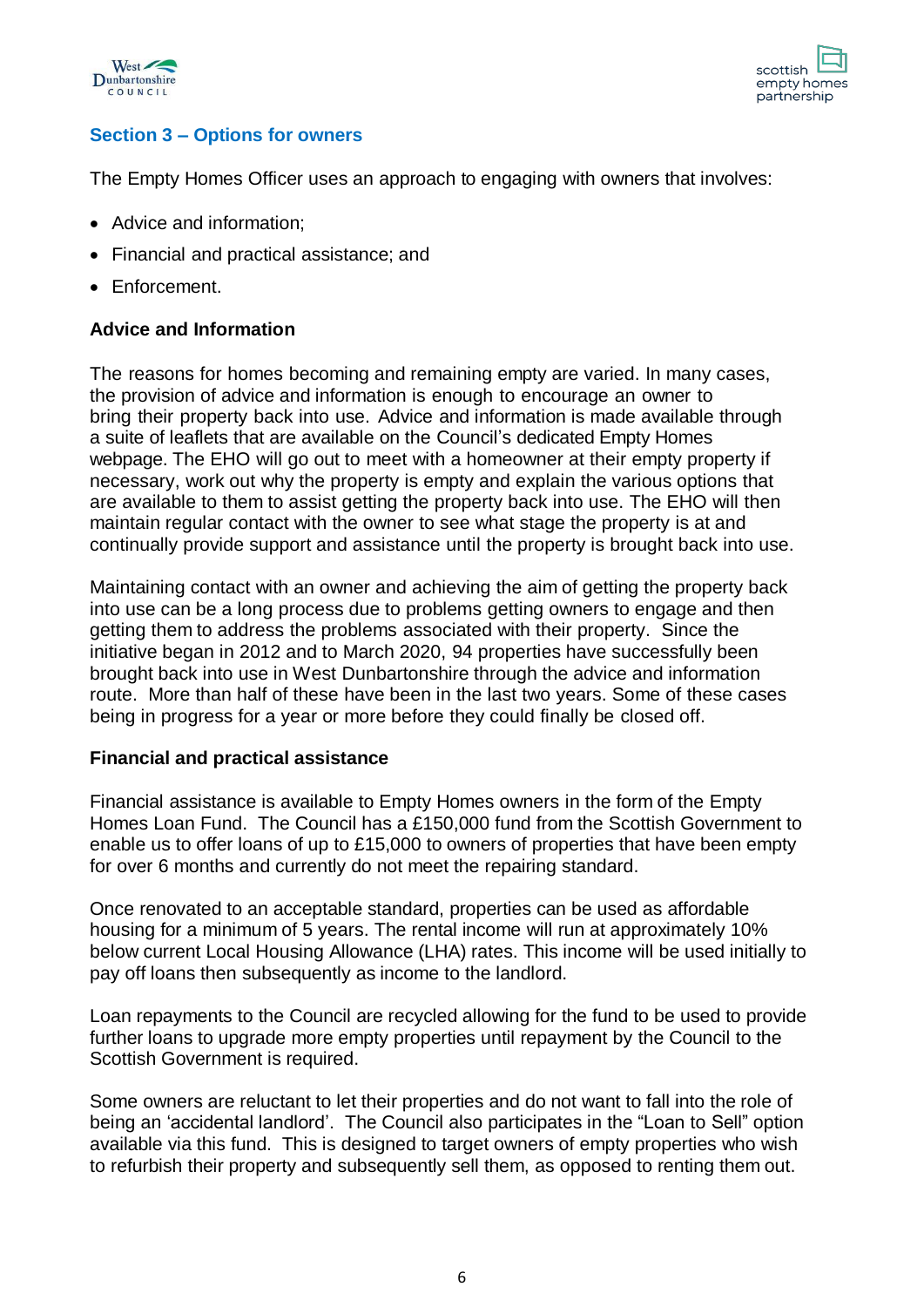## Section 3 – Options for owners

The Empty Homes Officer uses an approach to engaging with owners that involves:

- Advice and information;
- Financial and practical assistance; and
- Enforcement.

### Advice and Information

The reasons for homes becoming and remaining empty are varied. In many cases, the provision of advice and information is enough to encourage an owner to bring their property back into use. Advice and information is made available through a suite of leaflets that are available on the Council's dedicated Empty Homes webpage. The EHO will go out to meet with a homeowner at their empty property if necessary, work out why the property is empty and explain the various options that are available to them to assist getting the property back into use. The EHO will then maintain regular contact with the owner to see what stage the property is at and continually provide support and assistance until the property is brought back into use.

Maintaining contact with an owner and achieving the aim of getting the property back into use can be a long process due to problems getting owners to engage and then getting them to address the problems associated with their property. Since the initiative began in 2012 and to March 2020, 94 properties have successfully been brought back into use in West Dunbartonshire through the advice and information route. More than half of these have been in the last two years. Some of these cases being in progress for a year or more before they could finally be closed off.

### Financial and practical assistance

Financial assistance is available to Empty Homes owners in the form of the Empty Homes Loan Fund. The Council has a £150,000 fund from the Scottish Government to enable us to offer loans of up to £15,000 to owners of properties that have been empty for over 6 months and currently do not meet the repairing standard.

Once renovated to an acceptable standard, properties can be used as affordable housing for a minimum of 5 years. The rental income will run at approximately 10% below current Local Housing Allowance (LHA) rates. This income will be used initially to pay off loans then subsequently as income to the landlord.

Loan repayments to the Council are recycled allowing for the fund to be used to provide further loans to upgrade more empty properties until repayment by the Council to the Scottish Government is required.

Some owners are reluctant to let their properties and do not want to fall into the role of being an 'accidental landlord'. The Council also participates in the "Loan to Sell" option available via this fund. This is designed to target owners of empty properties who wish to refurbish their property and subsequently sell them, as opposed to renting them out.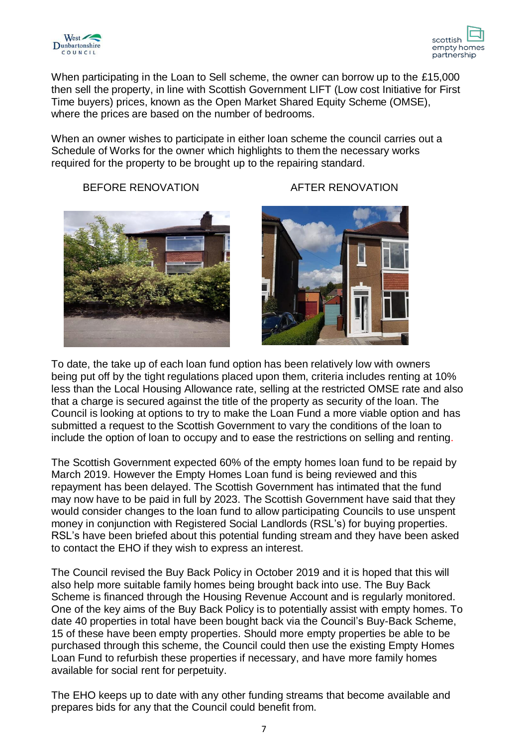When participating in the Loan to Sell scheme, the owner can borrow up to the £15,000 then sell the property, in line with Scottish Government LIFT (Low cost Initiative for First Time buyers) prices, known as the Open Market Shared Equity Scheme (OMSE), where the prices are based on the number of bedrooms.

When an owner wishes to participate in either loan scheme the council carries out a Schedule of Works for the owner which highlights to them the necessary works required for the property to be brought up to the repairing standard.

BEFORE RENOVATION

AFTER RENOVATION

To date, the take up of each loan fund option has been relatively low with owners being put off by the tight regulations placed upon them, criteria includes renting at 10% less than the Local Housing Allowance rate, selling at the restricted OMSE rate and also that a charge is secured against the title of the property as security of the loan. The Council is looking at options to try to make the Loan Fund a more viable option and has submitted a request to the Scottish Government to vary the conditions of the loan to include the option of loan to occupy and to ease the restrictions on selling and renting.

The Scottish Government expected 60% of the empty homes loan fund to be repaid by March 2019. However the Empty Homes Loan fund is being reviewed and this repayment has been delayed. The Scottish Government has intimated that the fund may now have to be paid in full by 2023. The Scottish Government have said that they would consider changes to the loan fund to allow participating Councils to use unspent money in conjunction with Registered Social Landlords (RSL's) for buying properties. RSL's have been briefed about this potential funding stream and they have been asked to contact the EHO if they wish to express an interest.

The Council revised the Buy Back Policy in October 2019 and it is hoped that this will also help more suitable family homes being brought back into use. The Buy Back Scheme is financed through the Housing Revenue Account and is regularly monitored. One of the key aims of the Buy Back Policy is to potentially assist with empty homes. To date 40 properties in total have been bought back via the Council's Buy-Back Scheme, 15 of these have been empty properties. Should more empty properties be able to be purchased through this scheme, the Council could then use the existing Empty Homes Loan Fund to refurbish these properties if necessary, and have more family homes available for social rent for perpetuity.

The EHO keeps up to date with any other funding streams that become available and prepares bids for any that the Council could benefit from.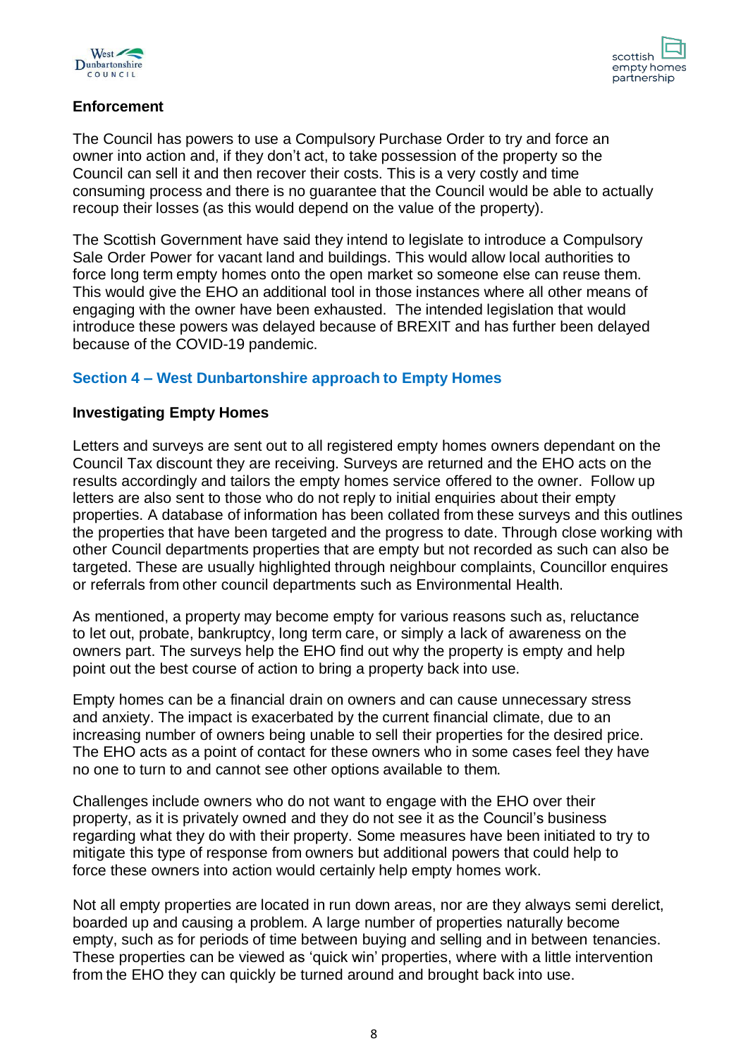### Enforcement

The Council has powers to use a Compulsory Purchase Order to try and force an owner into action and, if they don't act, to take possession of the property so the Council can sell it and then recover their costs. This is a very costly and time consuming process and there is no guarantee that the Council would be able to actually recoup their losses (as this would depend on the value of the property).

The Scottish Government have said they intend to legislate to introduce a Compulsory Sale Order Power for vacant land and buildings. This would allow local authorities to force long term empty homes onto the open market so someone else can reuse them. This would give the EHO an additional tool in those instances where all other means of engaging with the owner have been exhausted. The intended legislation that would introduce these powers was delayed because of BREXIT and has further been delayed because of the COVID-19 pandemic.

## Section 4 – West Dunbartonshire approach to Empty Homes

### Investigating Empty Homes

Letters and surveys are sent out to all registered empty homes owners dependant on the Council Tax discount they are receiving. Surveys are returned and the EHO acts on the results accordingly and tailors the empty homes service offered to the owner. Follow up letters are also sent to those who do not reply to initial enquiries about their empty properties. A database of information has been collated from these surveys and this outlines the properties that have been targeted and the progress to date. Through close working with other Council departments properties that are empty but not recorded as such can also be targeted. These are usually highlighted through neighbour complaints, Councillor enquires or referrals from other council departments such as Environmental Health.

As mentioned, a property may become empty for various reasons such as, reluctance to let out, probate, bankruptcy, long term care, or simply a lack of awareness on the owners part. The surveys help the EHO find out why the property is empty and help point out the best course of action to bring a property back into use.

Empty homes can be a financial drain on owners and can cause unnecessary stress and anxiety. The impact is exacerbated by the current financial climate, due to an increasing number of owners being unable to sell their properties for the desired price. The EHO acts as a point of contact for these owners who in some cases feel they have no one to turn to and cannot see other options available to them.

Challenges include owners who do not want to engage with the EHO over their property, as it is privately owned and they do not see it as the Council's business regarding what they do with their property. Some measures have been initiated to try to mitigate this type of response from owners but additional powers that could help to force these owners into action would certainly help empty homes work.

Not all empty properties are located in run down areas, nor are they always semi derelict, boarded up and causing a problem. A large number of properties naturally become empty, such as for periods of time between buying and selling and in between tenancies. These properties can be viewed as 'quick win' properties, where with a little intervention from the EHO they can quickly be turned around and brought back into use.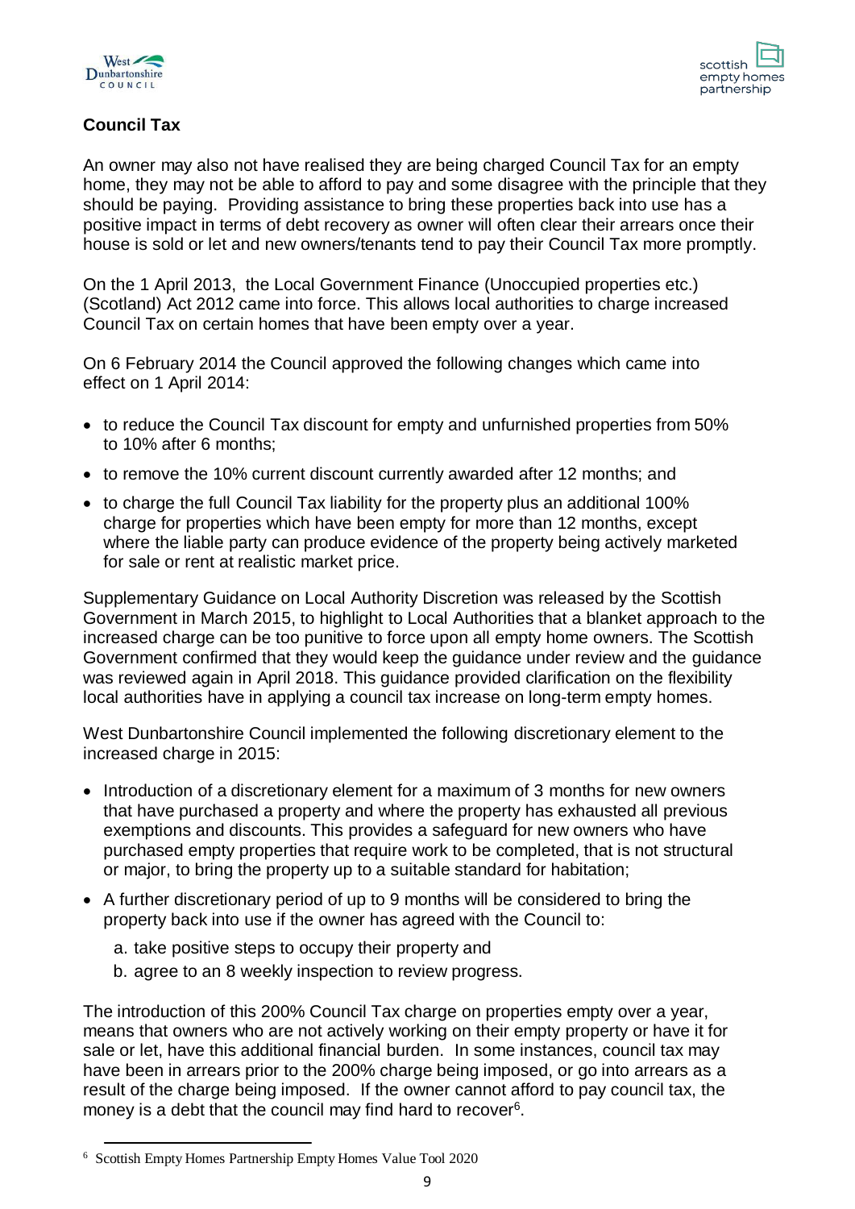## Council Tax

An owner may also not have realised they are being charged Council Tax for an empty home, they may not be able to afford to pay and some disagree with the principle that they should be paying. Providing assistance to bring these properties back into use has a positive impact in terms of debt recovery as owner will often clear their arrears once their house is sold or let and new owners/tenants tend to pay their Council Tax more promptly.

On the 1 April 2013, the Local Government Finance (Unoccupied properties etc.) (Scotland) Act 2012 came into force. This allows local authorities to charge increased Council Tax on certain homes that have been empty over a year.

On 6 February 2014 the Council approved the following changes which came into effect on 1 April 2014:

- to reduce the Council Tax discount for empty and unfurnished properties from 50% to 10% after 6 months;
- to remove the 10% current discount currently awarded after 12 months; and
- to charge the full Council Tax liability for the property plus an additional 100% charge for properties which have been empty for more than 12 months, except where the liable party can produce evidence of the property being actively marketed for sale or rent at realistic market price.

Supplementary Guidance on Local Authority Discretion was released by the Scottish Government in March 2015, to highlight to Local Authorities that a blanket approach to the increased charge can be too punitive to force upon all empty home owners. The Scottish Government confirmed that they would keep the guidance under review and the guidance was reviewed again in April 2018. This guidance provided clarification on the flexibility local authorities have in applying a council tax increase on long-term empty homes.

West Dunbartonshire Council implemented the following discretionary element to the increased charge in 2015:

- Introduction of a discretionary element for a maximum of 3 months for new owners that have purchased a property and where the property has exhausted all previous exemptions and discounts. This provides a safeguard for new owners who have purchased empty properties that require work to be completed, that is not structural or major, to bring the property up to a suitable standard for habitation;
- A further discretionary period of up to 9 months will be considered to bring the property back into use if the owner has agreed with the Council to:
  a. take positive steps to occupy their property and
  b. agree to an 8 weekly inspection to review progress.

The introduction of this 200% Council Tax charge on properties empty over a year, means that owners who are not actively working on their empty property or have it for sale or let, have this additional financial burden. In some instances, council tax may have been in arrears prior to the 200% charge being imposed, or go into arrears as a result of the charge being imposed. If the owner cannot afford to pay council tax, the money is a debt that the council may find hard to recover[6].

[6] Scottish Empty Homes Partnership Empty Homes Value Tool 2020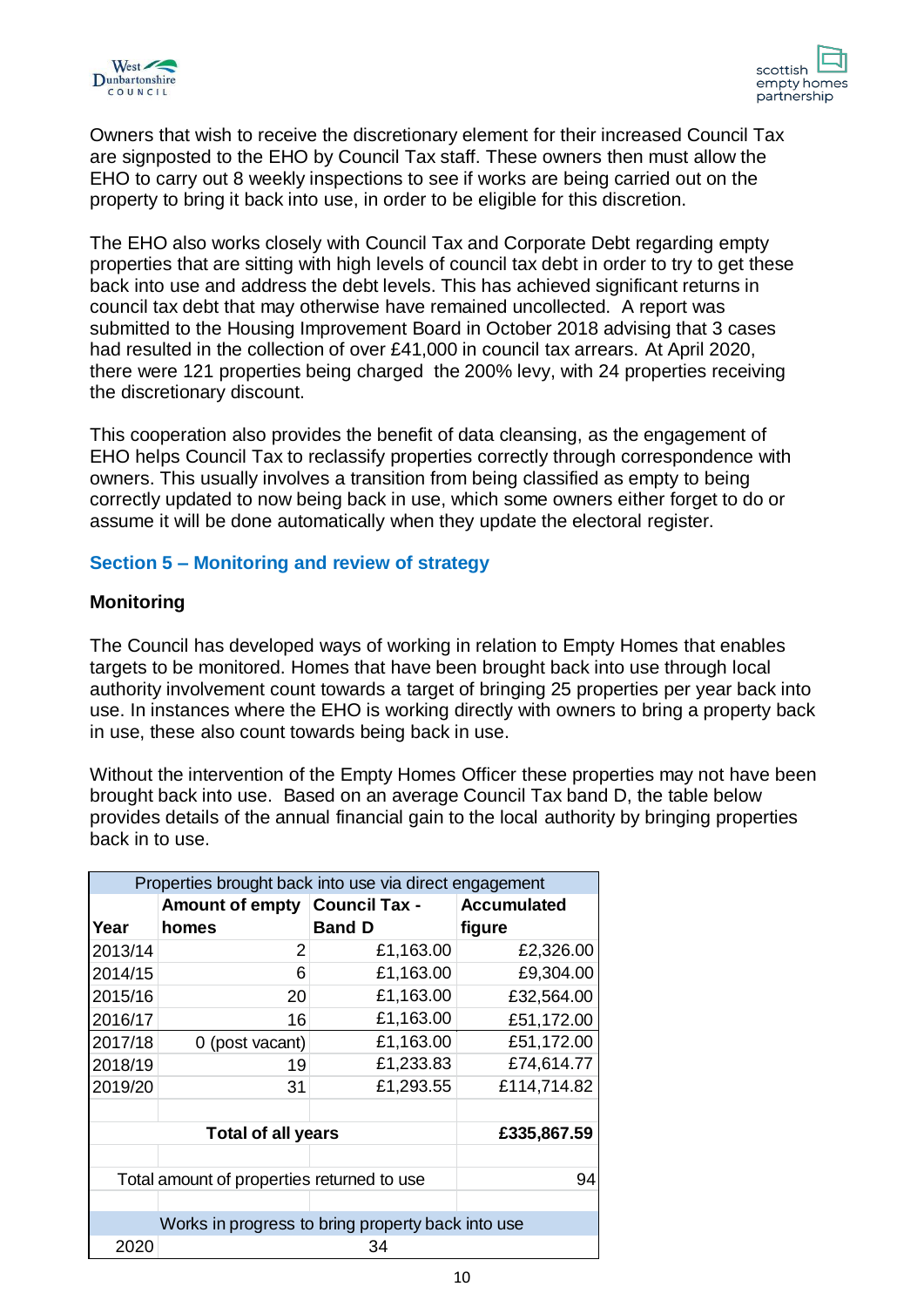Owners that wish to receive the discretionary element for their increased Council Tax are signposted to the EHO by Council Tax staff. These owners then must allow the EHO to carry out 8 weekly inspections to see if works are being carried out on the property to bring it back into use, in order to be eligible for this discretion.

The EHO also works closely with Council Tax and Corporate Debt regarding empty properties that are sitting with high levels of council tax debt in order to try to get these back into use and address the debt levels. This has achieved significant returns in council tax debt that may otherwise have remained uncollected. A report was submitted to the Housing Improvement Board in October 2018 advising that 3 cases had resulted in the collection of over £41,000 in council tax arrears. At April 2020, there were 121 properties being charged the 200% levy, with 24 properties receiving the discretionary discount.

This cooperation also provides the benefit of data cleansing, as the engagement of EHO helps Council Tax to reclassify properties correctly through correspondence with owners. This usually involves a transition from being classified as empty to being correctly updated to now being back in use, which some owners either forget to do or assume it will be done automatically when they update the electoral register.

## Section 5 – Monitoring and review of strategy

### Monitoring

The Council has developed ways of working in relation to Empty Homes that enables targets to be monitored. Homes that have been brought back into use through local authority involvement count towards a target of bringing 25 properties per year back into use. In instances where the EHO is working directly with owners to bring a property back in use, these also count towards being back in use.

Without the intervention of the Empty Homes Officer these properties may not have been brought back into use. Based on an average Council Tax band D, the table below provides details of the annual financial gain to the local authority by bringing properties back in to use.

| Properties brought back into use via direct engagement | | | |
|---|---|---|---|
| **Year** | **Amount of empty homes** | **Council Tax - Band D** | **Accumulated figure** |
| 2013/14 | 2 | £1,163.00 | £2,326.00 |
| 2014/15 | 6 | £1,163.00 | £9,304.00 |
| 2015/16 | 20 | £1,163.00 | £32,564.00 |
| 2016/17 | 16 | £1,163.00 | £51,172.00 |
| 2017/18 | 0 (post vacant) | £1,163.00 | £51,172.00 |
| 2018/19 | 19 | £1,233.83 | £74,614.77 |
| 2019/20 | 31 | £1,293.55 | £114,714.82 |
| | | | |
| **Total of all years** | | | **£335,867.59** |
| | | | |
| Total amount of properties returned to use | | | 94 |
| | | | |
| Works in progress to bring property back into use | | | |
| 2020 | 34 | | |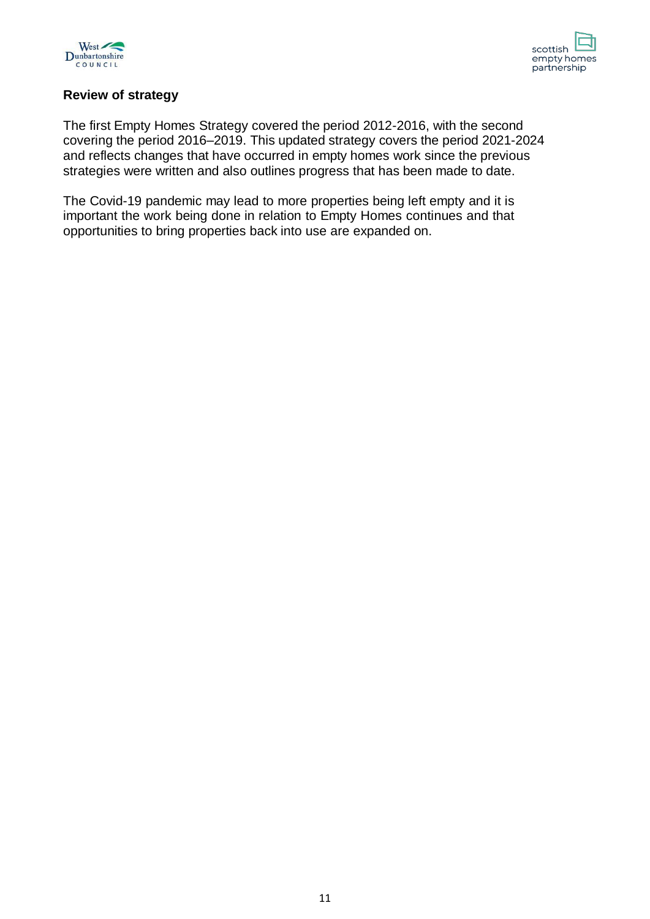**Review of strategy**

The first Empty Homes Strategy covered the period 2012-2016, with the second covering the period 2016–2019. This updated strategy covers the period 2021-2024 and reflects changes that have occurred in empty homes work since the previous strategies were written and also outlines progress that has been made to date.

The Covid-19 pandemic may lead to more properties being left empty and it is important the work being done in relation to Empty Homes continues and that opportunities to bring properties back into use are expanded on.